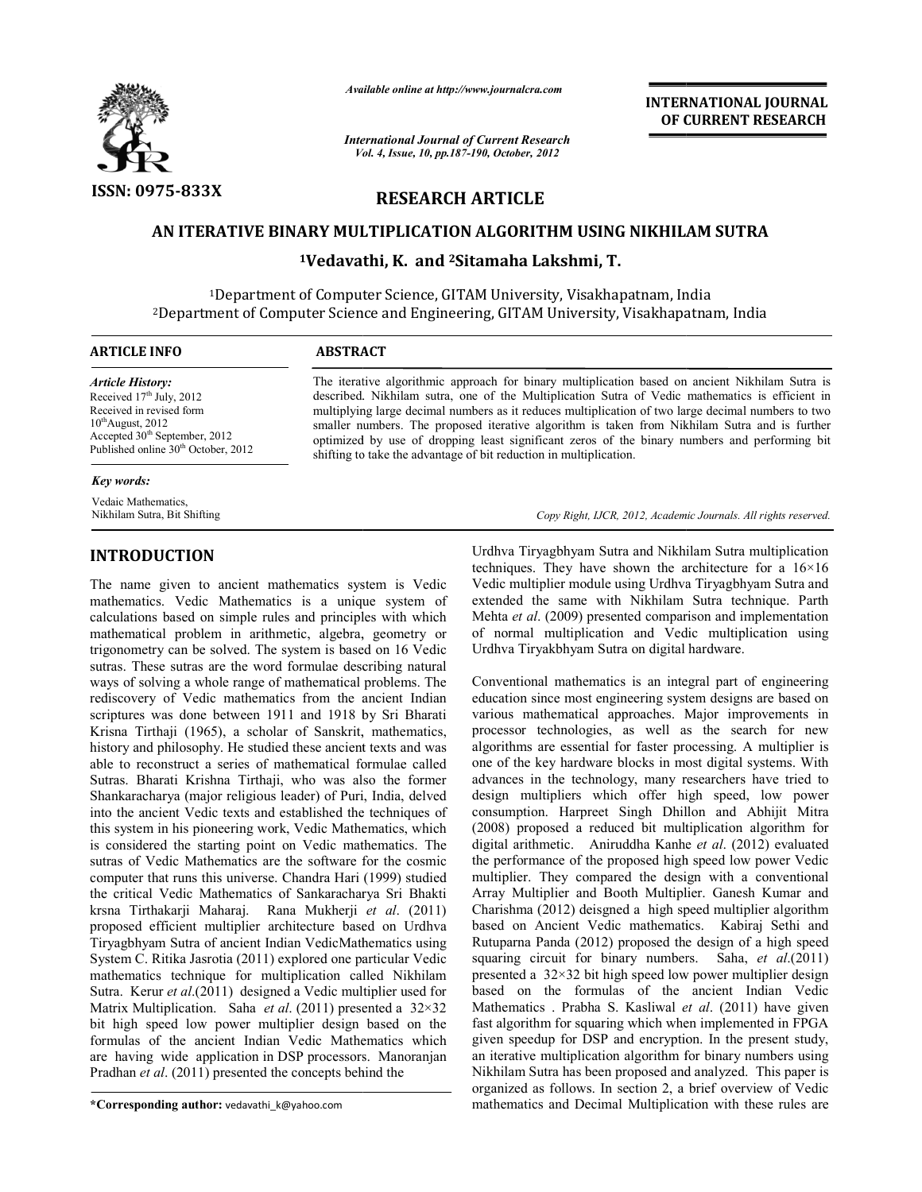**ISSN: 0975-833X**

*Available online at http://www.journalcra.com*

*International Journal of Current Research*
*Vol. 4, Issue, 10, pp.187-190, October, 2012*

**INTERNATIONAL JOURNAL OF CURRENT RESEARCH**

## RESEARCH ARTICLE

# AN ITERATIVE BINARY MULTIPLICATION ALGORITHM USING NIKHILAM SUTRA

**[1]Vedavathi, K. and [2]Sitamaha Lakshmi, T.**

[1]Department of Computer Science, GITAM University, Visakhapatnam, India
[2]Department of Computer Science and Engineering, GITAM University, Visakhapatnam, India

### ARTICLE INFO

*Article History:*
Received 17th July, 2012
Received in revised form 10th August, 2012
Accepted 30th September, 2012
Published online 30th October, 2012

*Key words:*
Vedaic Mathematics,
Nikhilam Sutra, Bit Shifting

### ABSTRACT

The iterative algorithmic approach for binary multiplication based on ancient Nikhilam Sutra is described. Nikhilam sutra, one of the Multiplication Sutra of Vedic mathematics is efficient in multiplying large decimal numbers as it reduces multiplication of two large decimal numbers to two smaller numbers. The proposed iterative algorithm is taken from Nikhilam Sutra and is further optimized by use of dropping least significant zeros of the binary numbers and performing bit shifting to take the advantage of bit reduction in multiplication.

*Copy Right, IJCR, 2012, Academic Journals. All rights reserved.*

## INTRODUCTION

The name given to ancient mathematics system is Vedic mathematics. Vedic Mathematics is a unique system of calculations based on simple rules and principles with which mathematical problem in arithmetic, algebra, geometry or trigonometry can be solved. The system is based on 16 Vedic sutras. These sutras are the word formulae describing natural ways of solving a whole range of mathematical problems. The rediscovery of Vedic mathematics from the ancient Indian scriptures was done between 1911 and 1918 by Sri Bharati Krisna Tirthaji (1965), a scholar of Sanskrit, mathematics, history and philosophy. He studied these ancient texts and was able to reconstruct a series of mathematical formulae called Sutras. Bharati Krishna Tirthaji, who was also the former Shankaracharya (major religious leader) of Puri, India, delved into the ancient Vedic texts and established the techniques of this system in his pioneering work, Vedic Mathematics, which is considered the starting point on Vedic mathematics. The sutras of Vedic Mathematics are the software for the cosmic computer that runs this universe. Chandra Hari (1999) studied the critical Vedic Mathematics of Sankaracharya Sri Bhakti krsna Tirthakarji Maharaj. Rana Mukherji *et al*. (2011) proposed efficient multiplier architecture based on Urdhva Tiryagbhyam Sutra of ancient Indian VedicMathematics using System C. Ritika Jasrotia (2011) explored one particular Vedic mathematics technique for multiplication called Nikhilam Sutra. Kerur *et al*.(2011) designed a Vedic multiplier used for Matrix Multiplication. Saha *et al*. (2011) presented a 32×32 bit high speed low power multiplier design based on the formulas of the ancient Indian Vedic Mathematics which are having wide application in DSP processors. Manoranjan Pradhan *et al*. (2011) presented the concepts behind the Urdhva Tiryagbhyam Sutra and Nikhilam Sutra multiplication techniques. They have shown the architecture for a 16×16 Vedic multiplier module using Urdhva Tiryagbhyam Sutra and extended the same with Nikhilam Sutra technique. Parth Mehta *et al*. (2009) presented comparison and implementation of normal multiplication and Vedic multiplication using Urdhva Tiryakbhyam Sutra on digital hardware.

Conventional mathematics is an integral part of engineering education since most engineering system designs are based on various mathematical approaches. Major improvements in processor technologies, as well as the search for new algorithms are essential for faster processing. A multiplier is one of the key hardware blocks in most digital systems. With advances in the technology, many researchers have tried to design multipliers which offer high speed, low power consumption. Harpreet Singh Dhillon and Abhijit Mitra (2008) proposed a reduced bit multiplication algorithm for digital arithmetic. Aniruddha Kanhe *et al*. (2012) evaluated the performance of the proposed high speed low power Vedic multiplier. They compared the design with a conventional Array Multiplier and Booth Multiplier. Ganesh Kumar and Charishma (2012) deisgned a high speed multiplier algorithm based on Ancient Vedic mathematics. Kabiraj Sethi and Rutuparna Panda (2012) proposed the design of a high speed squaring circuit for binary numbers. Saha, *et al*.(2011) presented a 32×32 bit high speed low power multiplier design based on the formulas of the ancient Indian Vedic Mathematics . Prabha S. Kasliwal *et al*. (2011) have given fast algorithm for squaring which when implemented in FPGA given speedup for DSP and encryption. In the present study, an iterative multiplication algorithm for binary numbers using Nikhilam Sutra has been proposed and analyzed. This paper is organized as follows. In section 2, a brief overview of Vedic mathematics and Decimal Multiplication with these rules are

***Corresponding author:** vedavathi_k@yahoo.com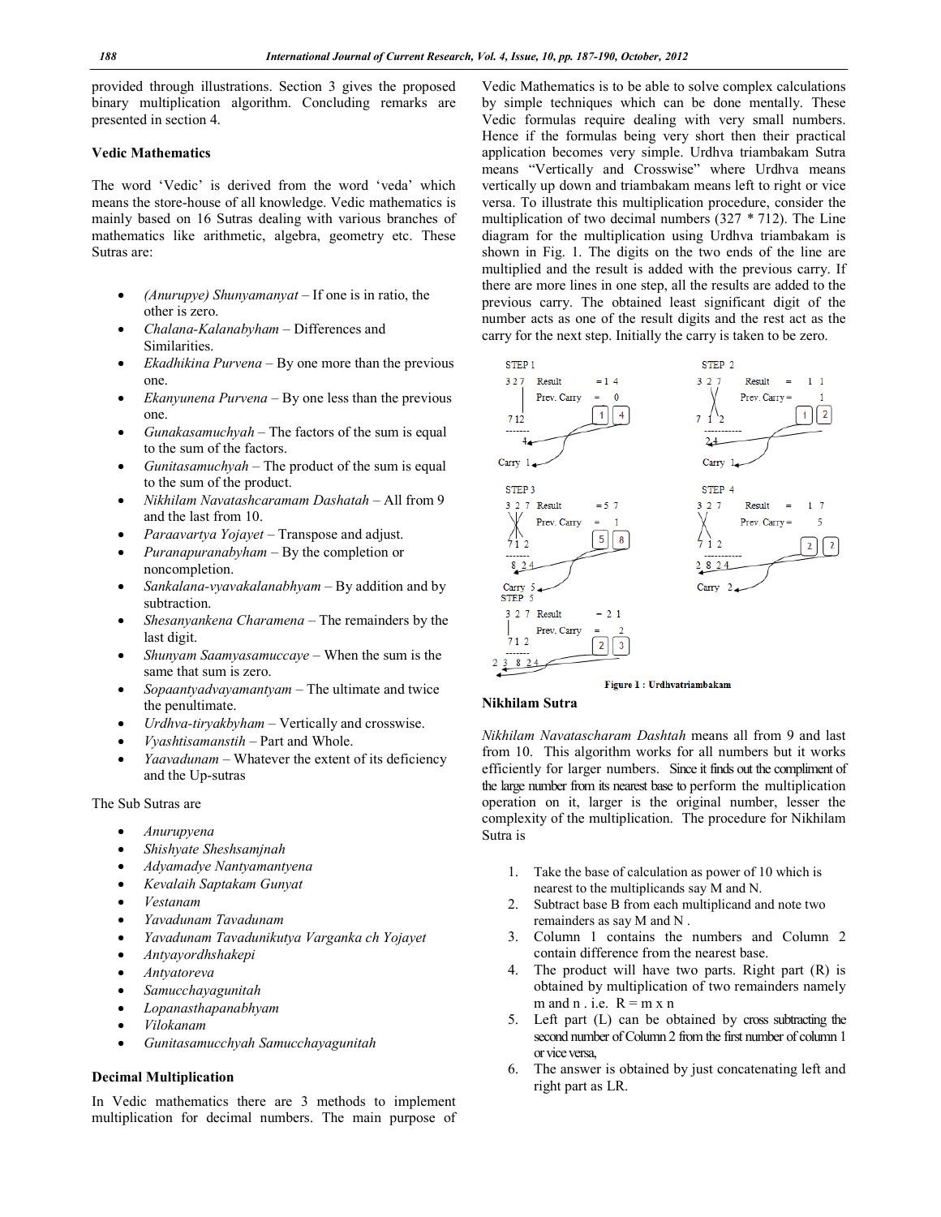provided through illustrations. Section 3 gives the proposed binary multiplication algorithm. Concluding remarks are presented in section 4.

## Vedic Mathematics

The word 'Vedic' is derived from the word 'veda' which means the store-house of all knowledge. Vedic mathematics is mainly based on 16 Sutras dealing with various branches of mathematics like arithmetic, algebra, geometry etc. These Sutras are:

- *(Anurupye) Shunyamanyat* – If one is in ratio, the other is zero.
- *Chalana-Kalanabyham* – Differences and Similarities.
- *Ekadhikina Purvena* – By one more than the previous one.
- *Ekanyunena Purvena* – By one less than the previous one.
- *Gunakasamuchyah* – The factors of the sum is equal to the sum of the factors.
- *Gunitasamuchyah* – The product of the sum is equal to the sum of the product.
- *Nikhilam Navatashcaramam Dashatah* – All from 9 and the last from 10.
- *Paraavartya Yojayet* – Transpose and adjust.
- *Puranapuranabyham* – By the completion or noncompletion.
- *Sankalana-vyavakalanabhyam* – By addition and by subtraction.
- *Shesanyankena Charamena* – The remainders by the last digit.
- *Shunyam Saamyasamuccaye* – When the sum is the same that sum is zero.
- *Sopaantyadvayamantyam* – The ultimate and twice the penultimate.
- *Urdhva-tiryakbyham* – Vertically and crosswise.
- *Vyashtisamanstih* – Part and Whole.
- *Yaavadunam* – Whatever the extent of its deficiency and the Up-sutras

The Sub Sutras are

- *Anurupyena*
- *Shishyate Sheshsamjnah*
- *Adyamadye Nantyamantyena*
- *Kevalaih Saptakam Gunyat*
- *Vestanam*
- *Yavadunam Tavadunam*
- *Yavadunam Tavadunikutya Varganka ch Yojayet*
- *Antyayordhshakepi*
- *Antyatoreva*
- *Samucchayagunitah*
- *Lopanasthapanabhyam*
- *Vilokanam*
- *Gunitasamucchyah Samucchayagunitah*

## Decimal Multiplication

In Vedic mathematics there are 3 methods to implement multiplication for decimal numbers. The main purpose of Vedic Mathematics is to be able to solve complex calculations by simple techniques which can be done mentally. These Vedic formulas require dealing with very small numbers. Hence if the formulas being very short then their practical application becomes very simple. Urdhva triambakam Sutra means "Vertically and Crosswise" where Urdhva means vertically up down and triambakam means left to right or vice versa. To illustrate this multiplication procedure, consider the multiplication of two decimal numbers (327 * 712). The Line diagram for the multiplication using Urdhva triambakam is shown in Fig. 1. The digits on the two ends of the line are multiplied and the result is added with the previous carry. If there are more lines in one step, all the results are added to the previous carry. The obtained least significant digit of the number acts as one of the result digits and the rest act as the carry for the next step. Initially the carry is taken to be zero.

STEP 1: 327 × 712, Result = 14, Prev. Carry = 0, digit 4, Carry 1
STEP 2: Result = 11, Prev. Carry = 1, digits 24, Carry 1
STEP 3: Result = 57, Prev. Carry = 1, digits 824, Carry 5
STEP 4: Result = 17, Prev. Carry = 5, digits 2824, Carry 2
STEP 5: Result = 21, Prev. Carry = 2, digits 23 824

**Figure 1 : Urdhvatriambakam**

## Nikhilam Sutra

*Nikhilam Navatascharam Dashtah* means all from 9 and last from 10. This algorithm works for all numbers but it works efficiently for larger numbers. Since it finds out the compliment of the large number from its nearest base to perform the multiplication operation on it, larger is the original number, lesser the complexity of the multiplication. The procedure for Nikhilam Sutra is

1. Take the base of calculation as power of 10 which is nearest to the multiplicands say M and N.
2. Subtract base B from each multiplicand and note two remainders as say M and N .
3. Column 1 contains the numbers and Column 2 contain difference from the nearest base.
4. The product will have two parts. Right part (R) is obtained by multiplication of two remainders namely m and n . i.e. $R = m \times n$
5. Left part (L) can be obtained by cross subtracting the second number of Column 2 from the first number of column 1 or vice versa,
6. The answer is obtained by just concatenating left and right part as LR.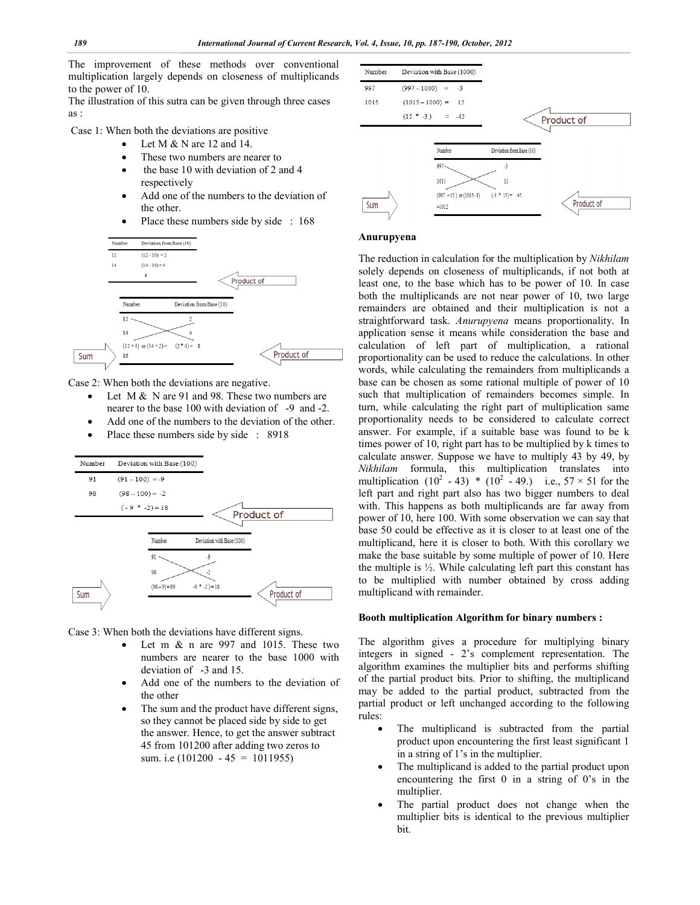The improvement of these methods over conventional multiplication largely depends on closeness of multiplicands to the power of 10.

The illustration of this sutra can be given through three cases as :

Case 1: When both the deviations are positive

- Let M & N are 12 and 14.
- These two numbers are nearer to
- the base 10 with deviation of 2 and 4 respectively
- Add one of the numbers to the deviation of the other.
- Place these numbers side by side : 168

| Number | Deviation from Base (10) |
|---|---|
| 12 | (12 - 10) = 2 |
| 14 | (14 - 10) = 4 |
| | 8 |

Product of

| Number | Deviation from Base (10) |
|---|---|
| 12 | 2 |
| 14 | 4 |
| (12 + 4) or (14 + 2) = | (2 * 4) = 8 |
| 16 | |

Sum — Product of

Case 2: When both the deviations are negative.

- Let M & N are 91 and 98. These two numbers are nearer to the base 100 with deviation of -9 and -2.
- Add one of the numbers to the deviation of the other.
- Place these numbers side by side : 8918

| Number | Deviation with Base (100) |
|---|---|
| 91 | (91 – 100) = -9 |
| 98 | (98 – 100) = -2 |
| | ( - 9 * -2) = 18 |

Product of

| Number | Deviation with Base (100) |
|---|---|
| 91 | -9 |
| 98 | -2 |
| (98 – 9) = 89 | -9 * -2) = 18 |

Sum — Product of

Case 3: When both the deviations have different signs.

- Let m & n are 997 and 1015. These two numbers are nearer to the base 1000 with deviation of -3 and 15.
- Add one of the numbers to the deviation of the other
- The sum and the product have different signs, so they cannot be placed side by side to get the answer. Hence, to get the answer subtract 45 from 101200 after adding two zeros to sum. i.e (101200 - 45 = 1011955)

| Number | Deviation with Base (1000) |
|---|---|
| 997 | (997 – 1000) = -3 |
| 1015 | (1015 – 1000) = 15 |
| | (15 * -3) = -45 |

Product of

| Number | Deviation from Base (10) |
|---|---|
| 997 | -3 |
| 1015 | 15 |
| (997 + 15) or (1015 - 3) | (-3 * 15) = -45 |
| = 1012 | |

Sum — Product of

## Anurupyena

The reduction in calculation for the multiplication by *Nikhilam* solely depends on closeness of multiplicands, if not both at least one, to the base which has to be power of 10. In case both the multiplicands are not near power of 10, two large remainders are obtained and their multiplication is not a straightforward task. *Anurupyena* means proportionality. In application sense it means while consideration the base and calculation of left part of multiplication, a rational proportionality can be used to reduce the calculations. In other words, while calculating the remainders from multiplicands a base can be chosen as some rational multiple of power of 10 such that multiplication of remainders becomes simple. In turn, while calculating the right part of multiplication same proportionality needs to be considered to calculate correct answer. For example, if a suitable base was found to be k times power of 10, right part has to be multiplied by k times to calculate answer. Suppose we have to multiply 43 by 49, by *Nikhilam* formula, this multiplication translates into multiplication $(10^2 - 43) * (10^2 - 49.)$ i.e., $57 \times 51$ for the left part and right part also has two bigger numbers to deal with. This happens as both multiplicands are far away from power of 10, here 100. With some observation we can say that base 50 could be effective as it is closer to at least one of the multiplicand, here it is closer to both. With this corollary we make the base suitable by some multiple of power of 10. Here the multiple is ½. While calculating left part this constant has to be multiplied with number obtained by cross adding multiplicand with remainder.

### Booth multiplication Algorithm for binary numbers :

The algorithm gives a procedure for multiplying binary integers in signed - 2's complement representation. The algorithm examines the multiplier bits and performs shifting of the partial product bits. Prior to shifting, the multiplicand may be added to the partial product, subtracted from the partial product or left unchanged according to the following rules:

- The multiplicand is subtracted from the partial product upon encountering the first least significant 1 in a string of 1's in the multiplier.
- The multiplicand is added to the partial product upon encountering the first 0 in a string of 0's in the multiplier.
- The partial product does not change when the multiplier bits is identical to the previous multiplier bit.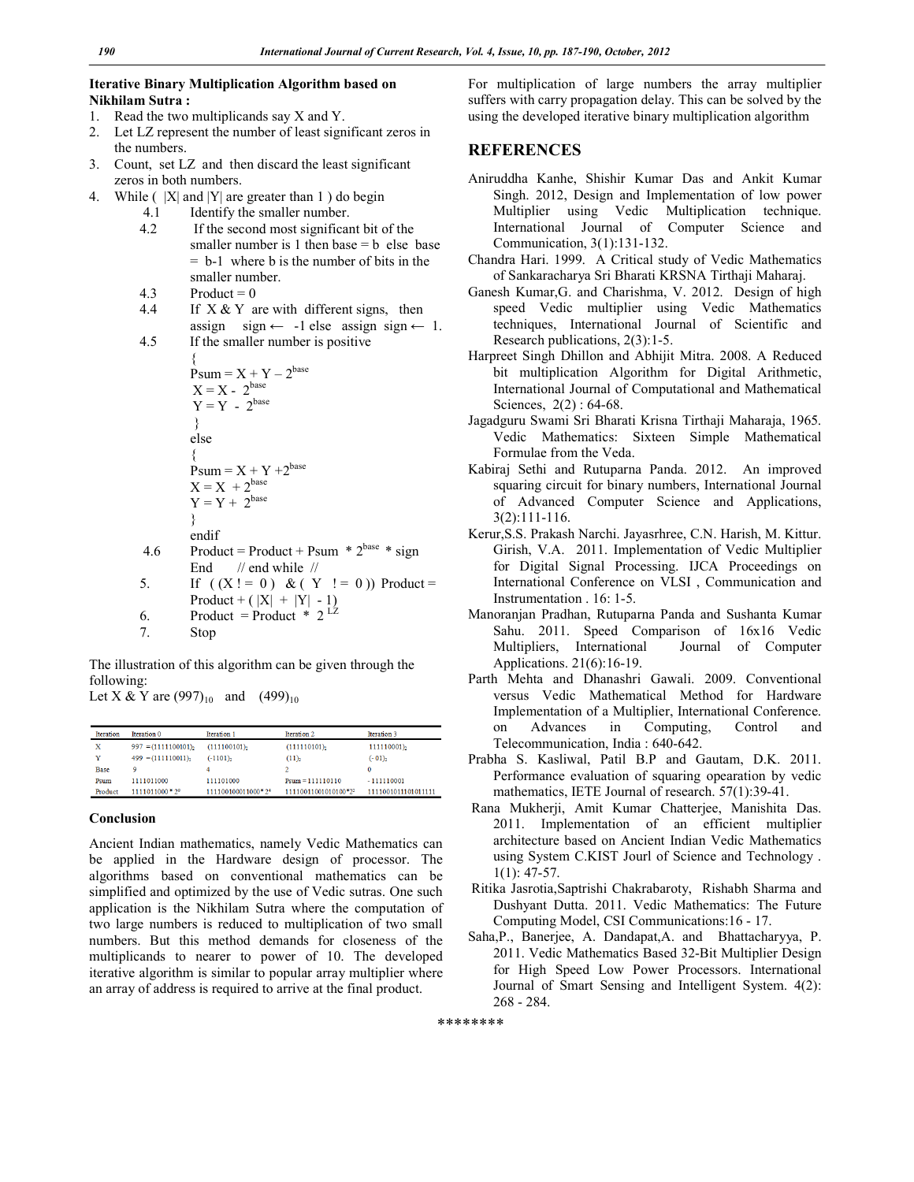**Iterative Binary Multiplication Algorithm based on Nikhilam Sutra :**

1. Read the two multiplicands say X and Y.
2. Let LZ represent the number of least significant zeros in the numbers.
3. Count, set LZ and then discard the least significant zeros in both numbers.
4. While ( |X| and |Y| are greater than 1 ) do begin
   - 4.1 Identify the smaller number.
   - 4.2 If the second most significant bit of the smaller number is 1 then base = b else base = b-1 where b is the number of bits in the smaller number.
   - 4.3 Product = 0
   - 4.4 If X & Y are with different signs, then assign sign ← -1 else assign sign ← 1.
   - 4.5 If the smaller number is positive

     {
     Psum = $X + Y - 2^{base}$
     $X = X - 2^{base}$
     $Y = Y - 2^{base}$
     }
     else
     {
     Psum = $X + Y + 2^{base}$
     $X = X + 2^{base}$
     $Y = Y + 2^{base}$
     }
     endif
   - 4.6 Product = Product + Psum * $2^{base}$ * sign

     End // end while //
5. If ( (X != 0 ) & ( Y != 0 )) Product = Product + ( |X| + |Y| - 1)
6. Product = Product * $2^{LZ}$
7. Stop

The illustration of this algorithm can be given through the following:

Let X & Y are $(997)_{10}$ and $(499)_{10}$

| Iteration | Iteration 0 | Iteration 1 | Iteration 2 | Iteration 3 |
|---|---|---|---|---|
| X | 997 = $(1111100101)_2$ | $(111100101)_2$ | $(111110101)_2$ | $111110001)_2$ |
| Y | 499 = $(111110011)_2$ | $(-1101)_2$ | $(11)_2$ | $(-01)_2$ |
| Base | 9 | 4 | 2 | 0 |
| Psum | 1111011000 | 111101000 | Psum = 111110110 | - 111110001 |
| Product | 1111011000 * $2^9$ | 11110010001000 * $2^4$ | 1111001100101000 * $2^2$ | 111100101101011111 |

## Conclusion

Ancient Indian mathematics, namely Vedic Mathematics can be applied in the Hardware design of processor. The algorithms based on conventional mathematics can be simplified and optimized by the use of Vedic sutras. One such application is the Nikhilam Sutra where the computation of two large numbers is reduced to multiplication of two small numbers. But this method demands for closeness of the multiplicands to nearer to power of 10. The developed iterative algorithm is similar to popular array multiplier where an array of address is required to arrive at the final product.

For multiplication of large numbers the array multiplier suffers with carry propagation delay. This can be solved by the using the developed iterative binary multiplication algorithm

## REFERENCES

Aniruddha Kanhe, Shishir Kumar Das and Ankit Kumar Singh. 2012, Design and Implementation of low power Multiplier using Vedic Multiplication technique. International Journal of Computer Science and Communication, 3(1):131-132.

Chandra Hari. 1999. A Critical study of Vedic Mathematics of Sankaracharya Sri Bharati KRSNA Tirthaji Maharaj.

Ganesh Kumar,G. and Charishma, V. 2012. Design of high speed Vedic multiplier using Vedic Mathematics techniques, International Journal of Scientific and Research publications, 2(3):1-5.

Harpreet Singh Dhillon and Abhijit Mitra. 2008. A Reduced bit multiplication Algorithm for Digital Arithmetic, International Journal of Computational and Mathematical Sciences, 2(2) : 64-68.

Jagadguru Swami Sri Bharati Krisna Tirthaji Maharaja, 1965. Vedic Mathematics: Sixteen Simple Mathematical Formulae from the Veda.

Kabiraj Sethi and Rutuparna Panda. 2012. An improved squaring circuit for binary numbers, International Journal of Advanced Computer Science and Applications, 3(2):111-116.

Kerur,S.S. Prakash Narchi. Jayasrhree, C.N. Harish, M. Kittur. Girish, V.A. 2011. Implementation of Vedic Multiplier for Digital Signal Processing. IJCA Proceedings on International Conference on VLSI , Communication and Instrumentation . 16: 1-5.

Manoranjan Pradhan, Rutuparna Panda and Sushanta Kumar Sahu. 2011. Speed Comparison of 16x16 Vedic Multipliers, International Journal of Computer Applications. 21(6):16-19.

Parth Mehta and Dhanashri Gawali. 2009. Conventional versus Vedic Mathematical Method for Hardware Implementation of a Multiplier, International Conference. on Advances in Computing, Control and Telecommunication, India : 640-642.

Prabha S. Kasliwal, Patil B.P and Gautam, D.K. 2011. Performance evaluation of squaring opearation by vedic mathematics, IETE Journal of research. 57(1):39-41.

Rana Mukherji, Amit Kumar Chatterjee, Manishita Das. 2011. Implementation of an efficient multiplier architecture based on Ancient Indian Vedic Mathematics using System C.KIST Jourl of Science and Technology . 1(1): 47-57.

Ritika Jasrotia,Saptrishi Chakrabaroty, Rishabh Sharma and Dushyant Dutta. 2011. Vedic Mathematics: The Future Computing Model, CSI Communications:16 - 17.

Saha,P., Banerjee, A. Dandapat,A. and Bhattacharyya, P. 2011. Vedic Mathematics Based 32-Bit Multiplier Design for High Speed Low Power Processors. International Journal of Smart Sensing and Intelligent System. 4(2): 268 - 284.

********